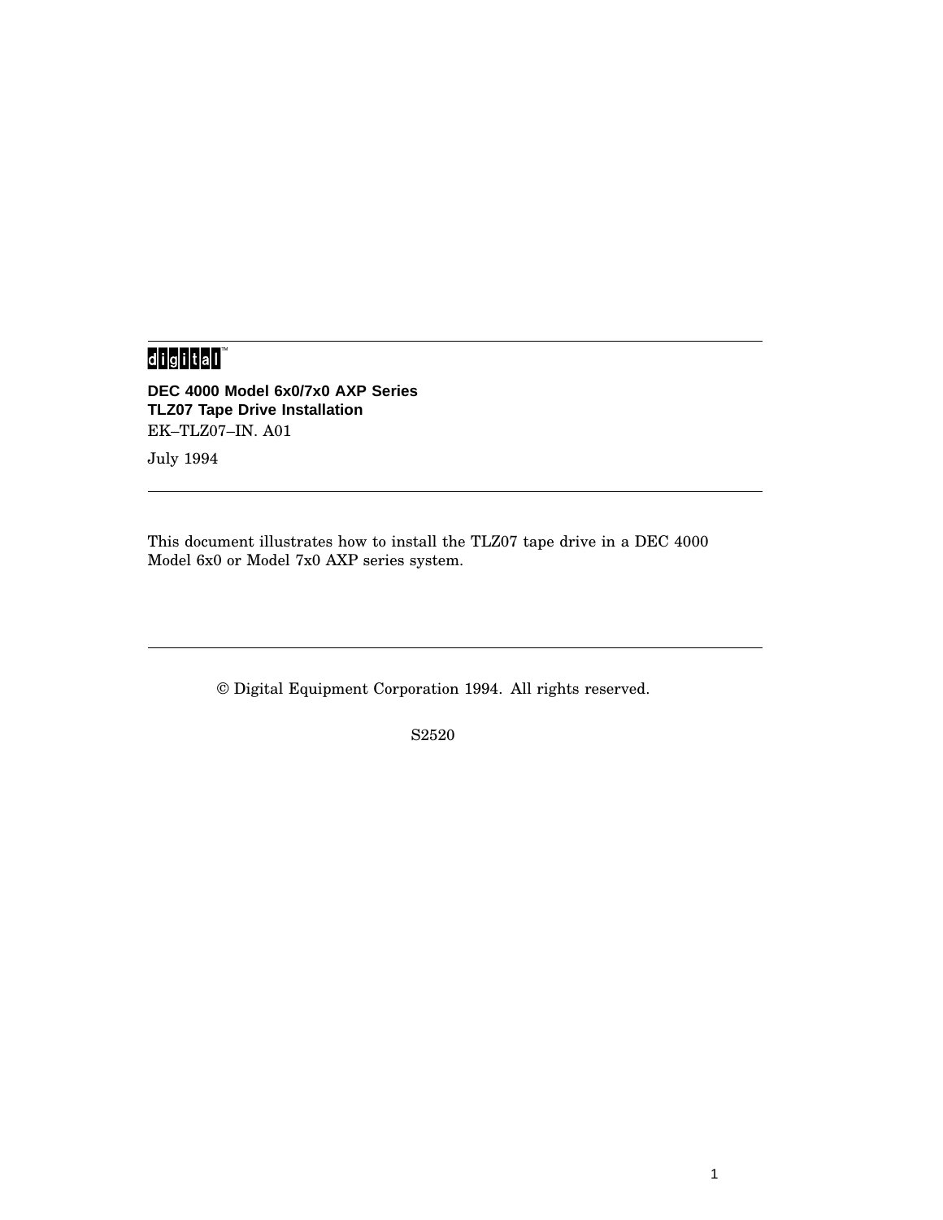digital™

# DEC 4000 Model 6x0/7x0 AXP Series TLZ07 Tape Drive Installation

EK–TLZ07–IN. A01

July 1994

---

This document illustrates how to install the TLZ07 tape drive in a DEC 4000 Model 6x0 or Model 7x0 AXP series system.

---

© Digital Equipment Corporation 1994. All rights reserved.

S2520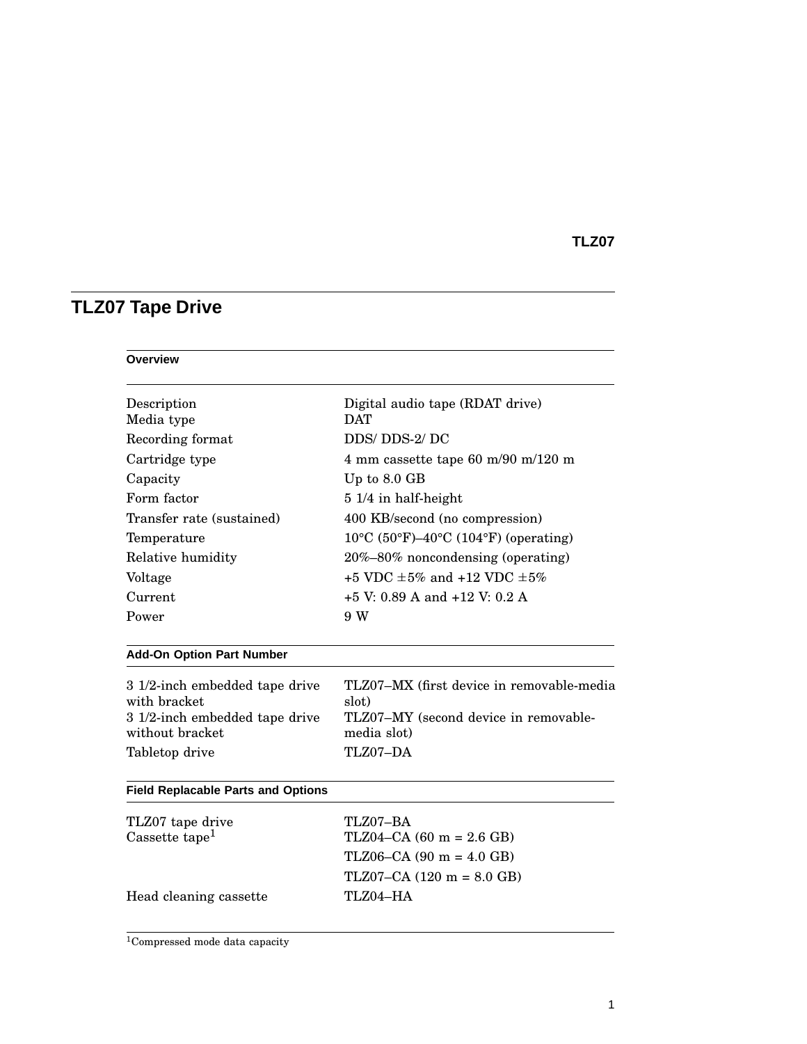# TLZ07 Tape Drive

| Overview | |
|---|---|
| Description | Digital audio tape (RDAT drive) |
| Media type | DAT |
| Recording format | DDS/ DDS-2/ DC |
| Cartridge type | 4 mm cassette tape 60 m/90 m/120 m |
| Capacity | Up to 8.0 GB |
| Form factor | 5 1/4 in half-height |
| Transfer rate (sustained) | 400 KB/second (no compression) |
| Temperature | 10°C (50°F)–40°C (104°F) (operating) |
| Relative humidity | 20%–80% noncondensing (operating) |
| Voltage | +5 VDC ±5% and +12 VDC ±5% |
| Current | +5 V: 0.89 A and +12 V: 0.2 A |
| Power | 9 W |

| Add-On Option Part Number | |
|---|---|
| 3 1/2-inch embedded tape drive with bracket | TLZ07–MX (first device in removable-media slot) |
| 3 1/2-inch embedded tape drive without bracket | TLZ07–MY (second device in removable-media slot) |
| Tabletop drive | TLZ07–DA |

| Field Replacable Parts and Options | |
|---|---|
| TLZ07 tape drive | TLZ07–BA |
| Cassette tape[1] | TLZ04–CA (60 m = 2.6 GB) |
| | TLZ06–CA (90 m = 4.0 GB) |
| | TLZ07–CA (120 m = 8.0 GB) |
| Head cleaning cassette | TLZ04–HA |

[1]Compressed mode data capacity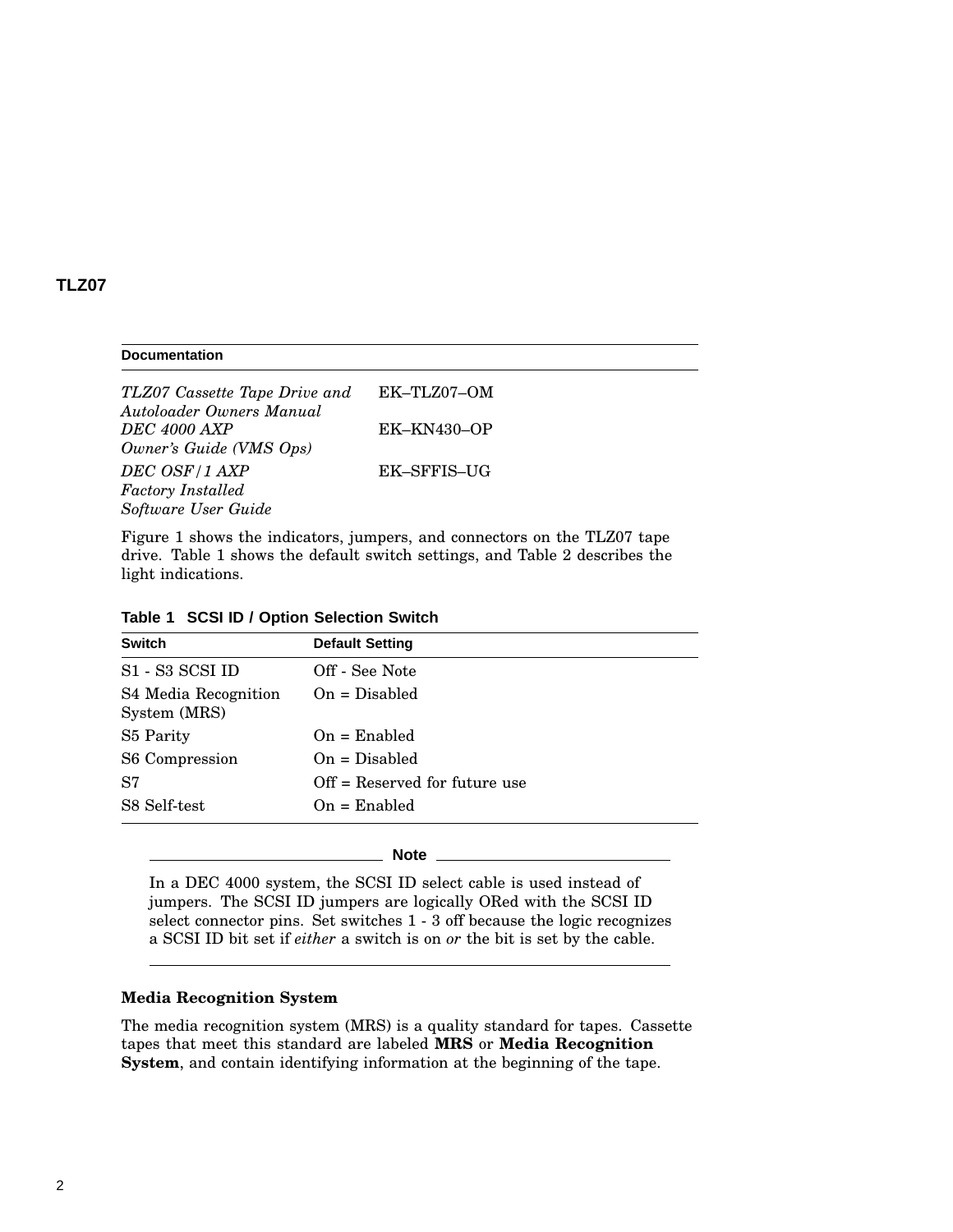## TLZ07

| Documentation | |
|---|---|
| *TLZ07 Cassette Tape Drive and Autoloader Owners Manual* | EK–TLZ07–OM |
| *DEC 4000 AXP Owner's Guide (VMS Ops)* | EK–KN430–OP |
| *DEC OSF/1 AXP Factory Installed Software User Guide* | EK–SFFIS–UG |

Figure 1 shows the indicators, jumpers, and connectors on the TLZ07 tape drive. Table 1 shows the default switch settings, and Table 2 describes the light indications.

**Table 1 SCSI ID / Option Selection Switch**

| Switch | Default Setting |
|---|---|
| S1 - S3 SCSI ID | Off - See Note |
| S4 Media Recognition System (MRS) | On = Disabled |
| S5 Parity | On = Enabled |
| S6 Compression | On = Disabled |
| S7 | Off = Reserved for future use |
| S8 Self-test | On = Enabled |

**Note**

In a DEC 4000 system, the SCSI ID select cable is used instead of jumpers. The SCSI ID jumpers are logically ORed with the SCSI ID select connector pins. Set switches 1 - 3 off because the logic recognizes a SCSI ID bit set if *either* a switch is on *or* the bit is set by the cable.

### Media Recognition System

The media recognition system (MRS) is a quality standard for tapes. Cassette tapes that meet this standard are labeled **MRS** or **Media Recognition System**, and contain identifying information at the beginning of the tape.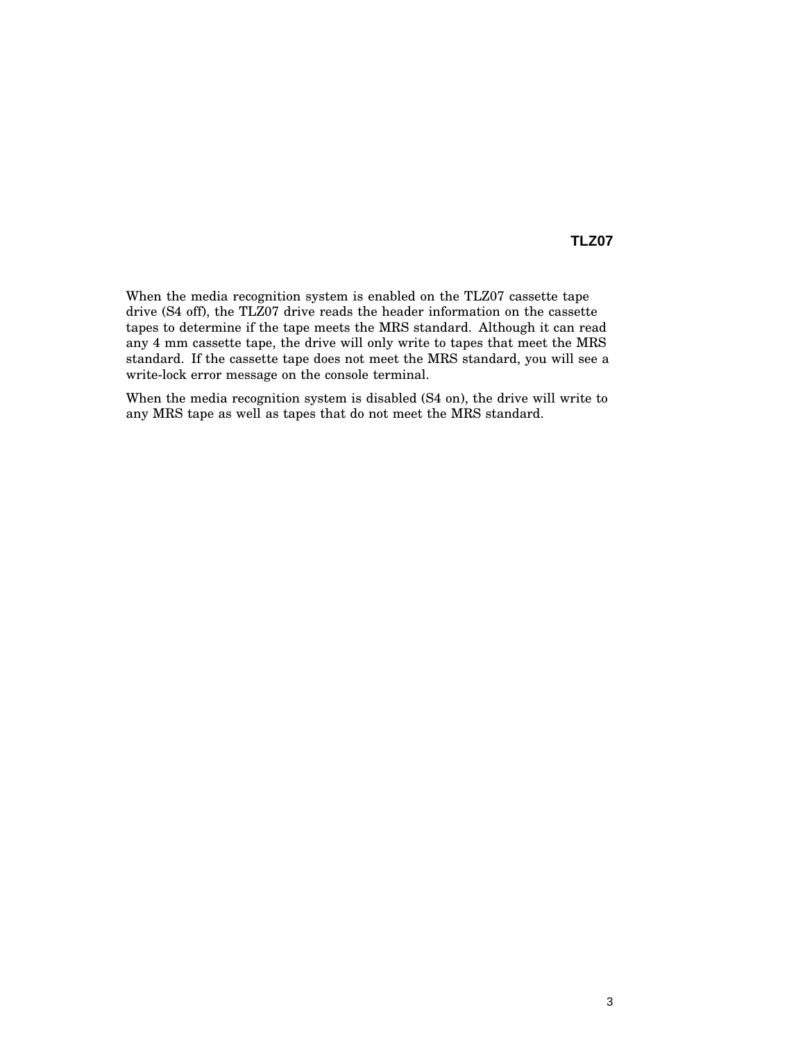## TLZ07

When the media recognition system is enabled on the TLZ07 cassette tape drive (S4 off), the TLZ07 drive reads the header information on the cassette tapes to determine if the tape meets the MRS standard. Although it can read any 4 mm cassette tape, the drive will only write to tapes that meet the MRS standard. If the cassette tape does not meet the MRS standard, you will see a write-lock error message on the console terminal.

When the media recognition system is disabled (S4 on), the drive will write to any MRS tape as well as tapes that do not meet the MRS standard.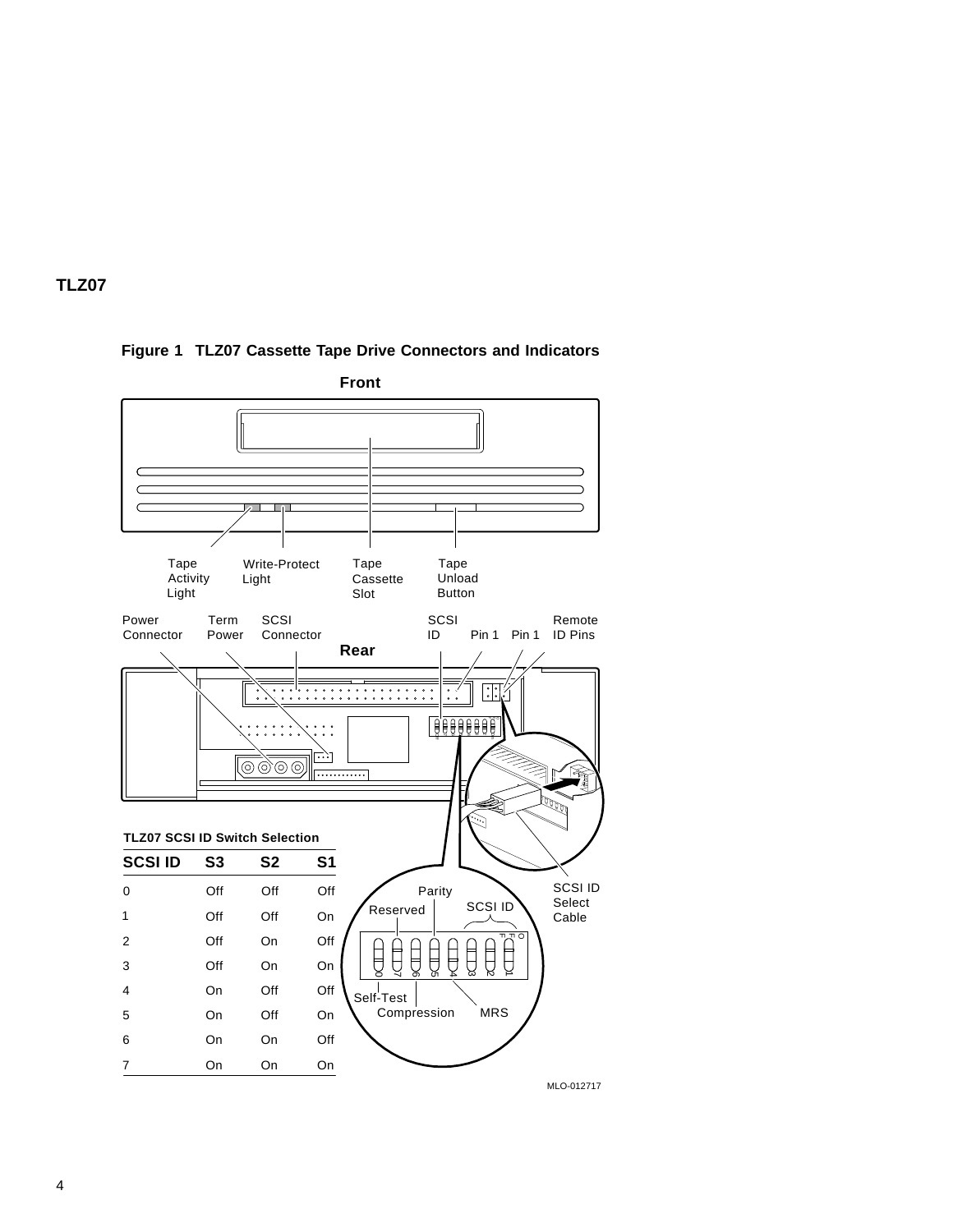## TLZ07

**Figure 1 TLZ07 Cassette Tape Drive Connectors and Indicators**

Front

Tape Activity Light | Write-Protect Light | Tape Cassette Slot | Tape Unload Button

Power Connector | Term Power | SCSI Connector | SCSI ID | Pin 1 | Pin 1 | Remote ID Pins

Rear

**TLZ07 SCSI ID Switch Selection**

| SCSI ID | S3 | S2 | S1 |
|---|---|---|---|
| 0 | Off | Off | Off |
| 1 | Off | Off | On |
| 2 | Off | On | Off |
| 3 | Off | On | On |
| 4 | On | Off | Off |
| 5 | On | Off | On |
| 6 | On | On | Off |
| 7 | On | On | On |

Parity | Reserved | SCSI ID | Self-Test | Compression | MRS | SCSI ID Select Cable

MLO-012717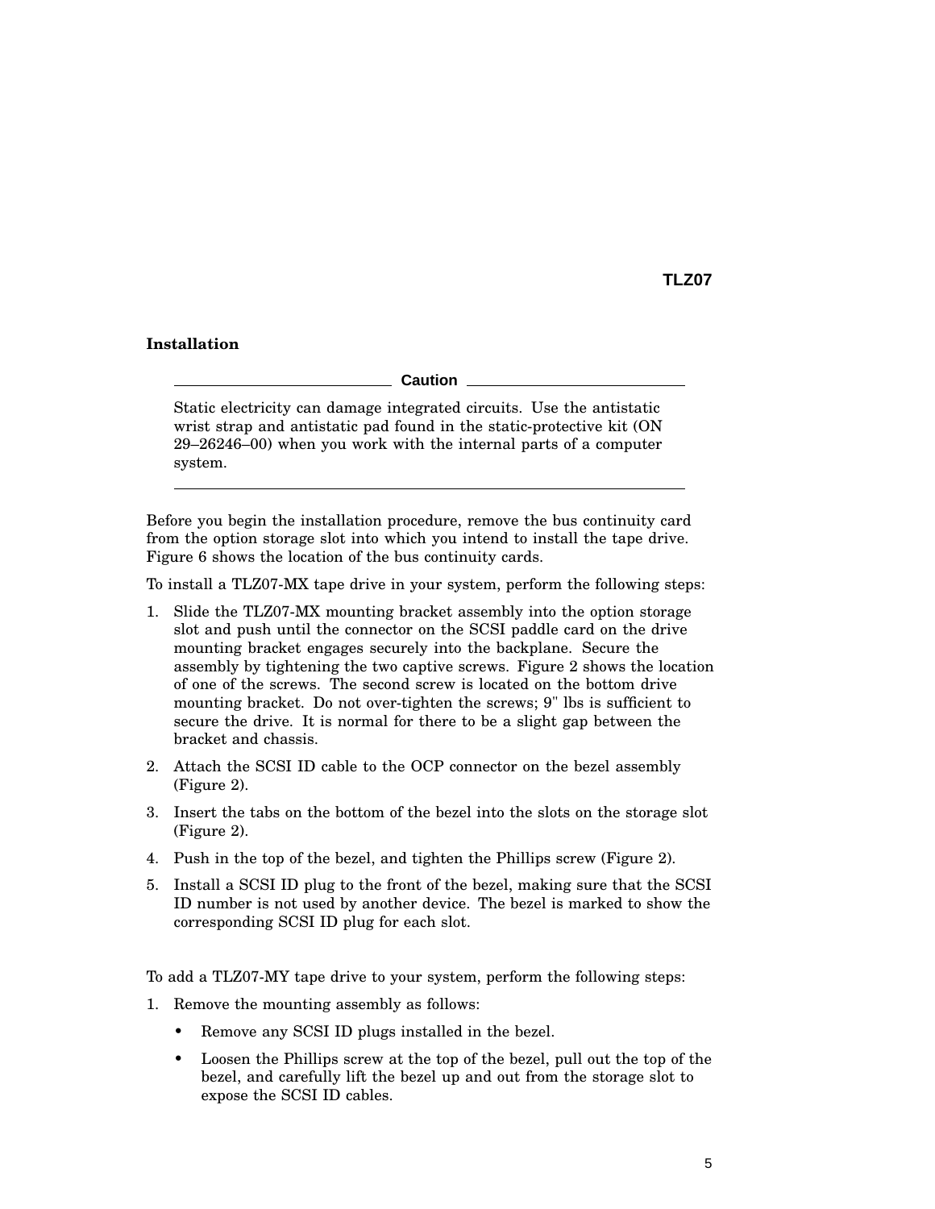## TLZ07

### Installation

**Caution**

Static electricity can damage integrated circuits. Use the antistatic wrist strap and antistatic pad found in the static-protective kit (ON 29–26246–00) when you work with the internal parts of a computer system.

---

Before you begin the installation procedure, remove the bus continuity card from the option storage slot into which you intend to install the tape drive. Figure 6 shows the location of the bus continuity cards.

To install a TLZ07-MX tape drive in your system, perform the following steps:

1. Slide the TLZ07-MX mounting bracket assembly into the option storage slot and push until the connector on the SCSI paddle card on the drive mounting bracket engages securely into the backplane. Secure the assembly by tightening the two captive screws. Figure 2 shows the location of one of the screws. The second screw is located on the bottom drive mounting bracket. Do not over-tighten the screws; 9" lbs is sufficient to secure the drive. It is normal for there to be a slight gap between the bracket and chassis.
2. Attach the SCSI ID cable to the OCP connector on the bezel assembly (Figure 2).
3. Insert the tabs on the bottom of the bezel into the slots on the storage slot (Figure 2).
4. Push in the top of the bezel, and tighten the Phillips screw (Figure 2).
5. Install a SCSI ID plug to the front of the bezel, making sure that the SCSI ID number is not used by another device. The bezel is marked to show the corresponding SCSI ID plug for each slot.

To add a TLZ07-MY tape drive to your system, perform the following steps:

1. Remove the mounting assembly as follows:
   - Remove any SCSI ID plugs installed in the bezel.
   - Loosen the Phillips screw at the top of the bezel, pull out the top of the bezel, and carefully lift the bezel up and out from the storage slot to expose the SCSI ID cables.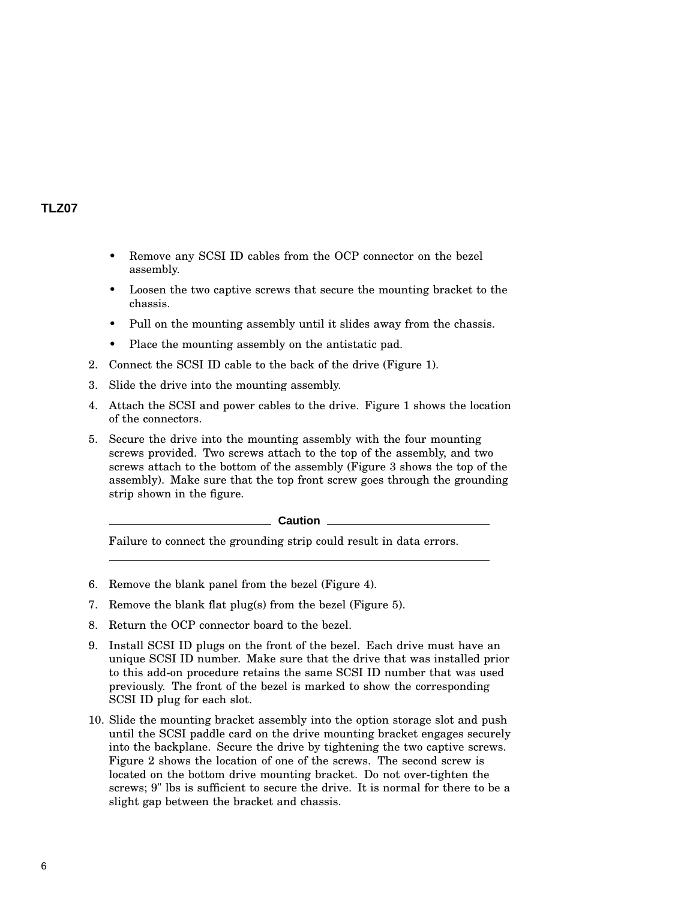- Remove any SCSI ID cables from the OCP connector on the bezel assembly.
- Loosen the two captive screws that secure the mounting bracket to the chassis.
- Pull on the mounting assembly until it slides away from the chassis.
- Place the mounting assembly on the antistatic pad.

2. Connect the SCSI ID cable to the back of the drive (Figure 1).
3. Slide the drive into the mounting assembly.
4. Attach the SCSI and power cables to the drive. Figure 1 shows the location of the connectors.
5. Secure the drive into the mounting assembly with the four mounting screws provided. Two screws attach to the top of the assembly, and two screws attach to the bottom of the assembly (Figure 3 shows the top of the assembly). Make sure that the top front screw goes through the grounding strip shown in the figure.

**Caution**

Failure to connect the grounding strip could result in data errors.

6. Remove the blank panel from the bezel (Figure 4).
7. Remove the blank flat plug(s) from the bezel (Figure 5).
8. Return the OCP connector board to the bezel.
9. Install SCSI ID plugs on the front of the bezel. Each drive must have an unique SCSI ID number. Make sure that the drive that was installed prior to this add-on procedure retains the same SCSI ID number that was used previously. The front of the bezel is marked to show the corresponding SCSI ID plug for each slot.
10. Slide the mounting bracket assembly into the option storage slot and push until the SCSI paddle card on the drive mounting bracket engages securely into the backplane. Secure the drive by tightening the two captive screws. Figure 2 shows the location of one of the screws. The second screw is located on the bottom drive mounting bracket. Do not over-tighten the screws; 9" lbs is sufficient to secure the drive. It is normal for there to be a slight gap between the bracket and chassis.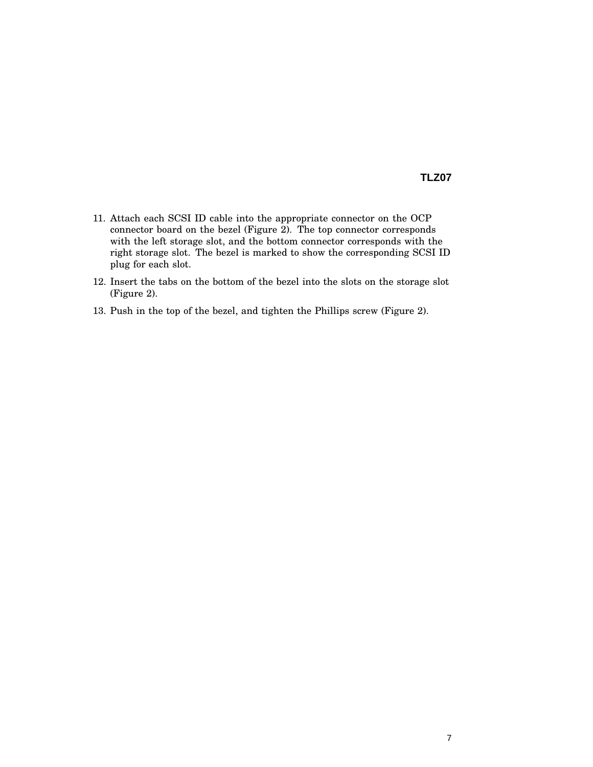11. Attach each SCSI ID cable into the appropriate connector on the OCP connector board on the bezel (Figure 2). The top connector corresponds with the left storage slot, and the bottom connector corresponds with the right storage slot. The bezel is marked to show the corresponding SCSI ID plug for each slot.
12. Insert the tabs on the bottom of the bezel into the slots on the storage slot (Figure 2).
13. Push in the top of the bezel, and tighten the Phillips screw (Figure 2).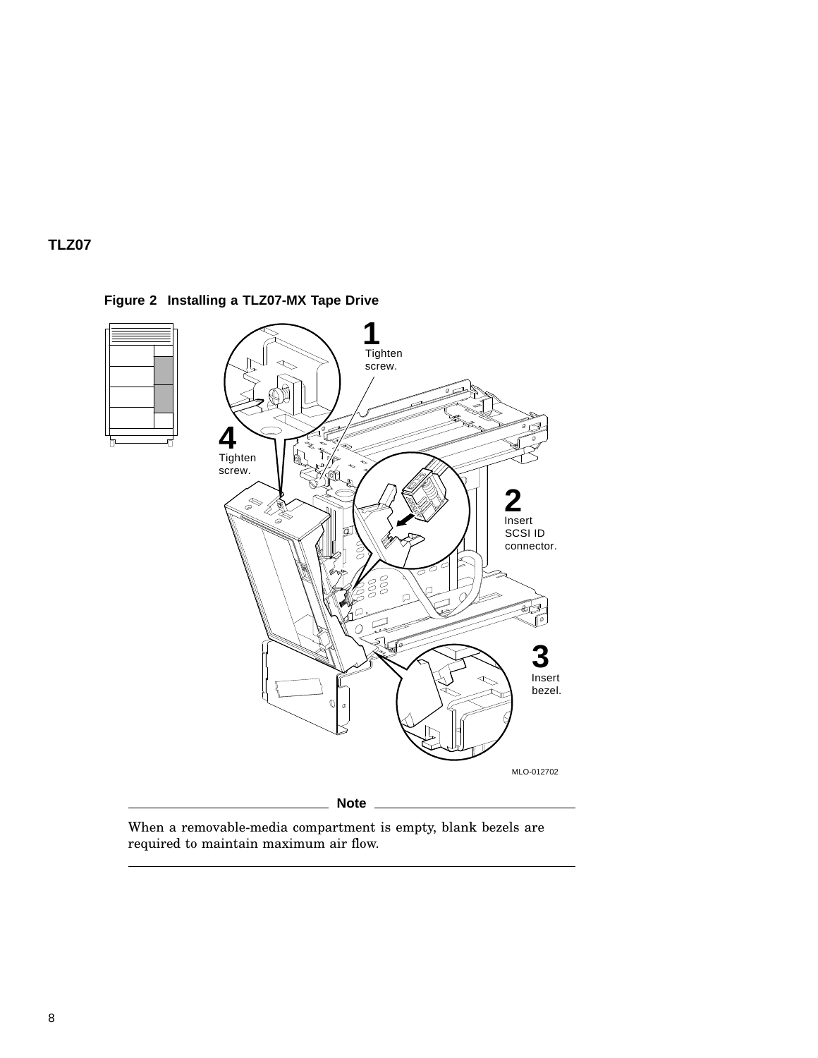## TLZ07

**Figure 2 Installing a TLZ07-MX Tape Drive**

> **Note**
>
> When a removable-media compartment is empty, blank bezels are required to maintain maximum air flow.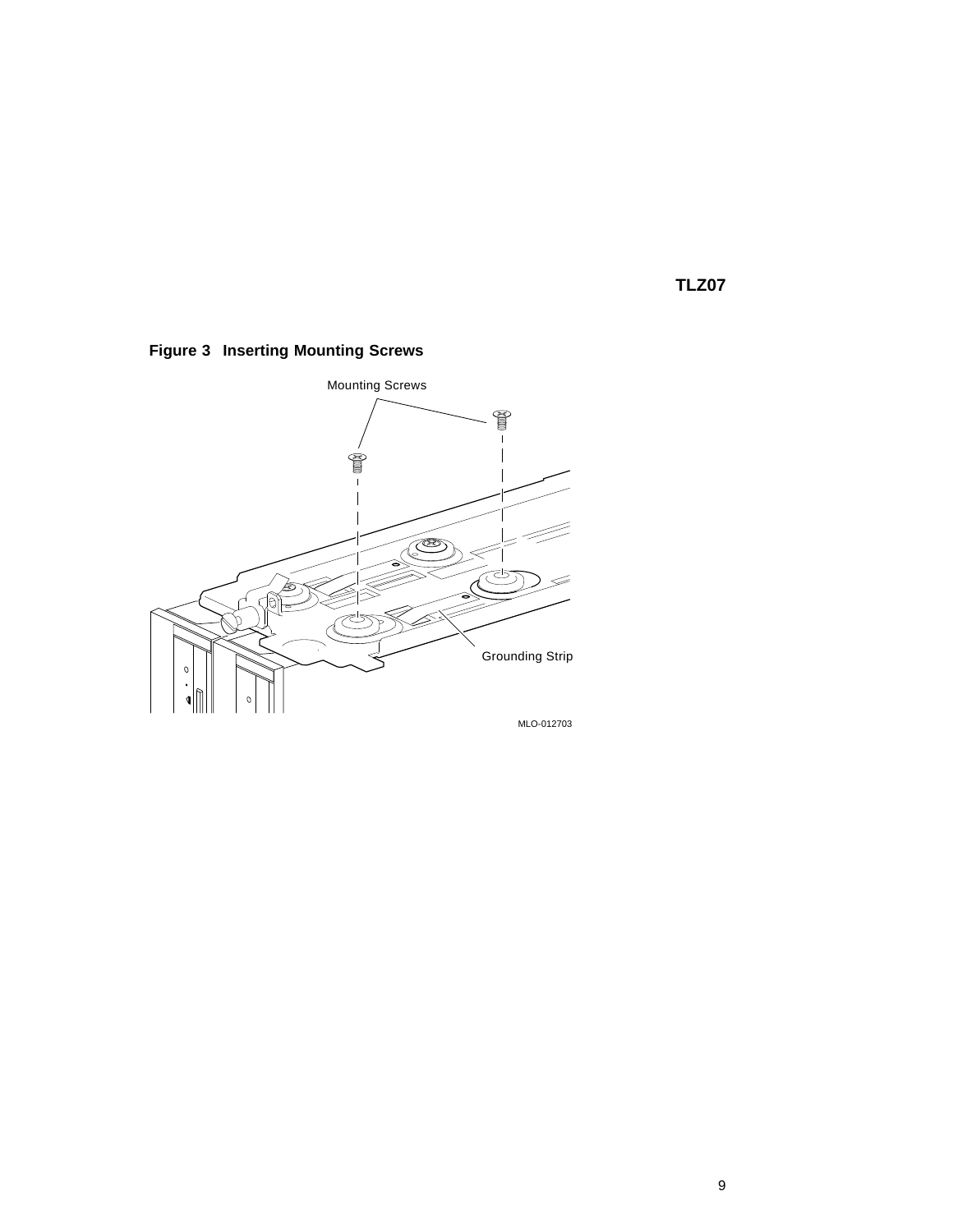**Figure 3 Inserting Mounting Screws**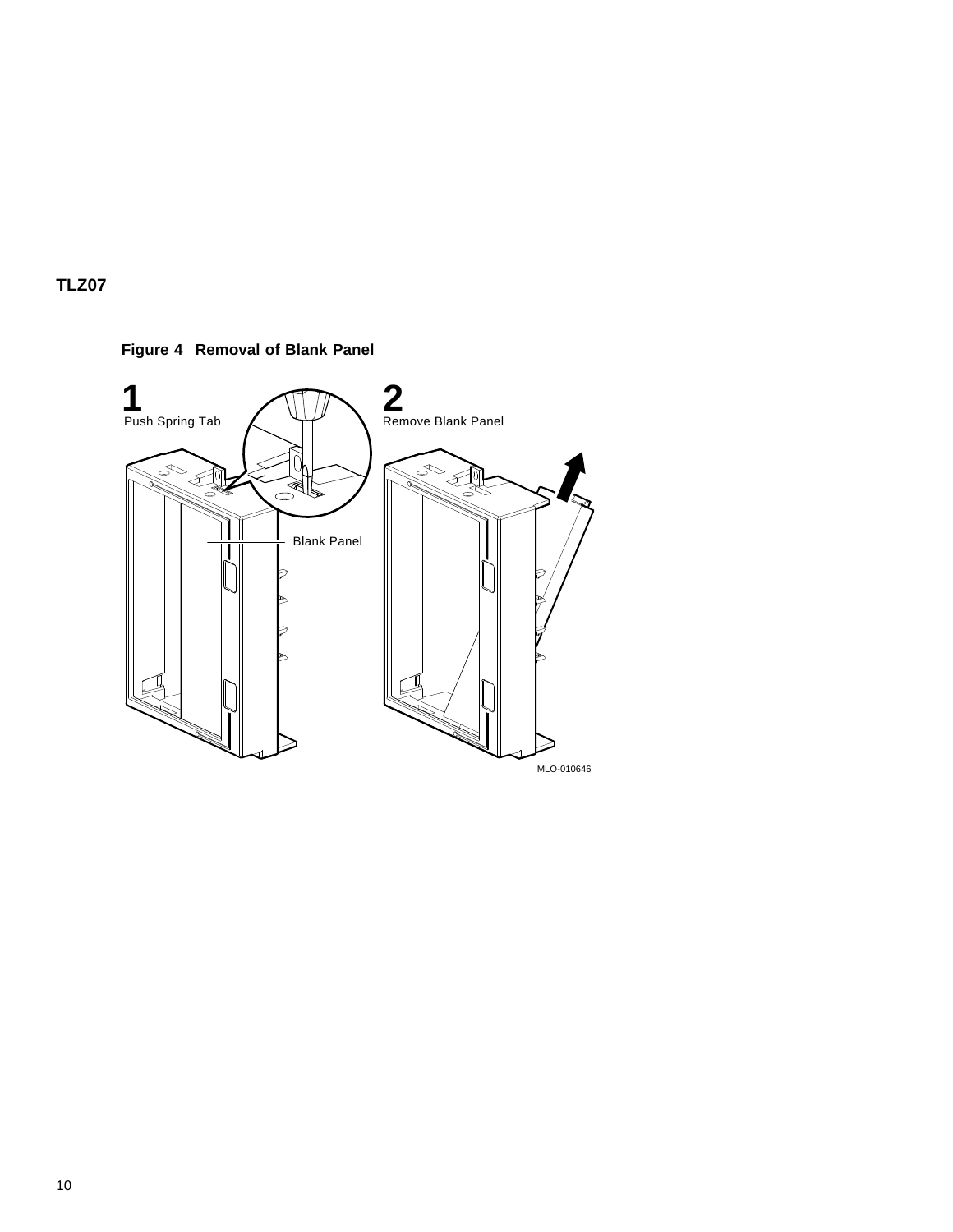**TLZ07**

**Figure 4 Removal of Blank Panel**

1 Push Spring Tab

2 Remove Blank Panel

Blank Panel

MLO-010646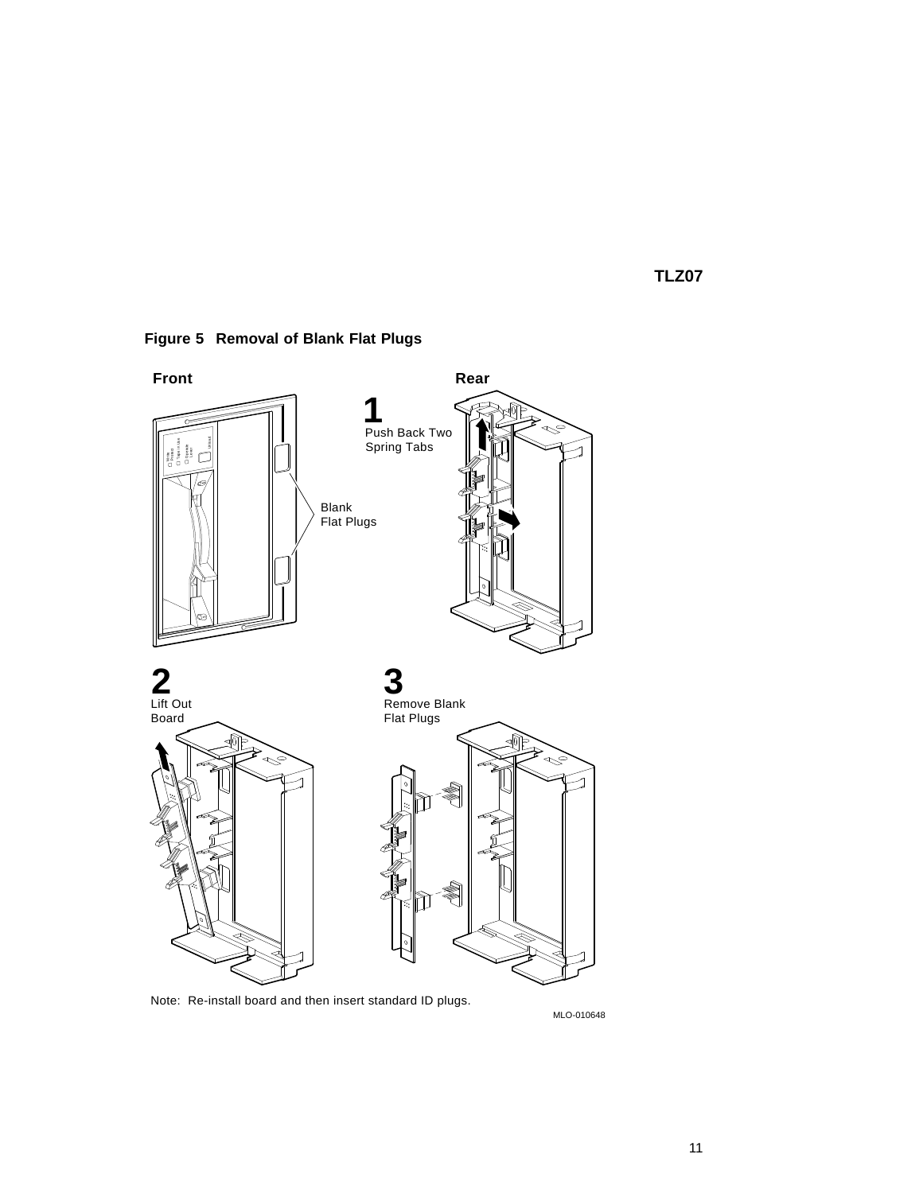**TLZ07**

**Figure 5 Removal of Blank Flat Plugs**

Front

Rear

1 Push Back Two Spring Tabs

Blank Flat Plugs

2 Lift Out Board

3 Remove Blank Flat Plugs

Note: Re-install board and then insert standard ID plugs.

MLO-010648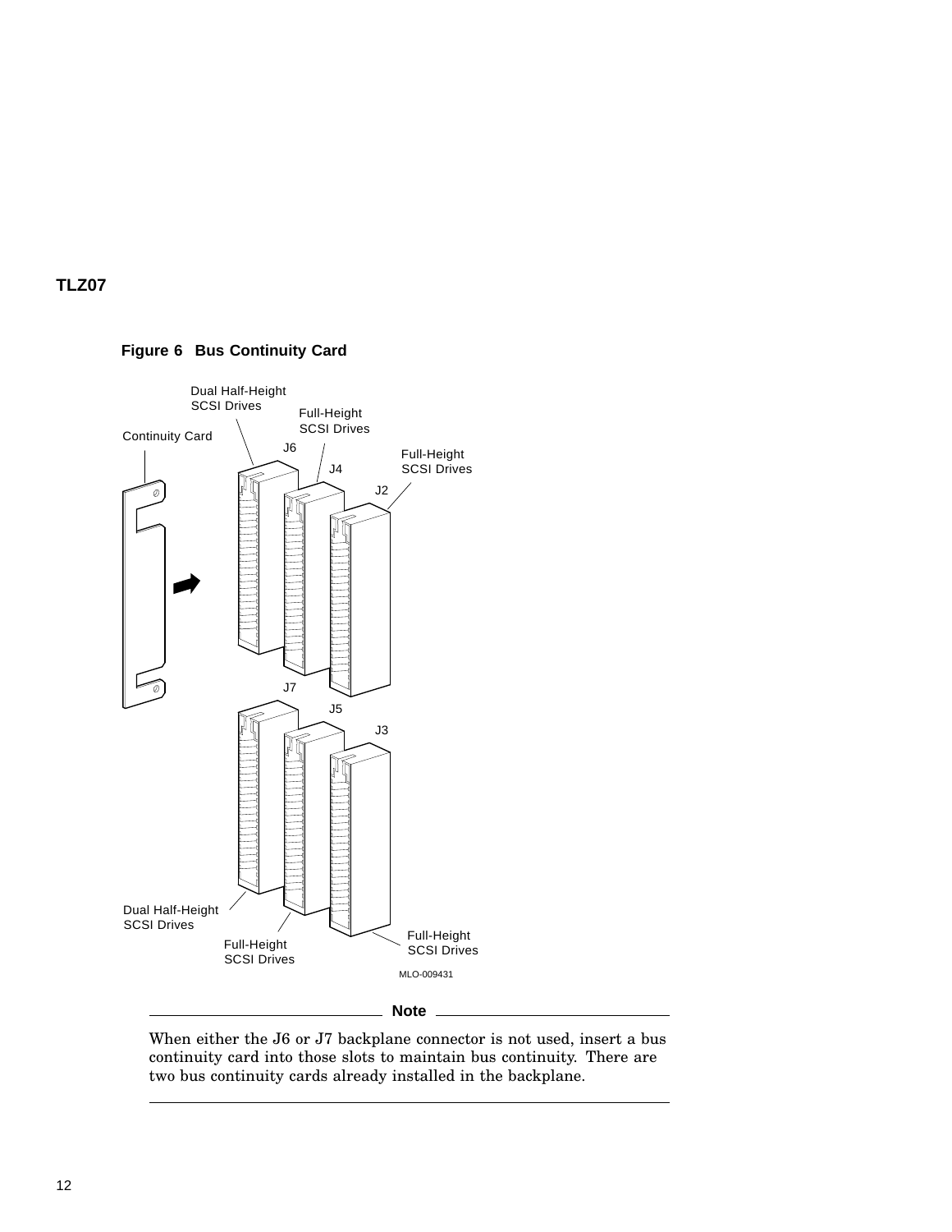## TLZ07

**Figure 6 Bus Continuity Card**

**Note**

When either the J6 or J7 backplane connector is not used, insert a bus continuity card into those slots to maintain bus continuity. There are two bus continuity cards already installed in the backplane.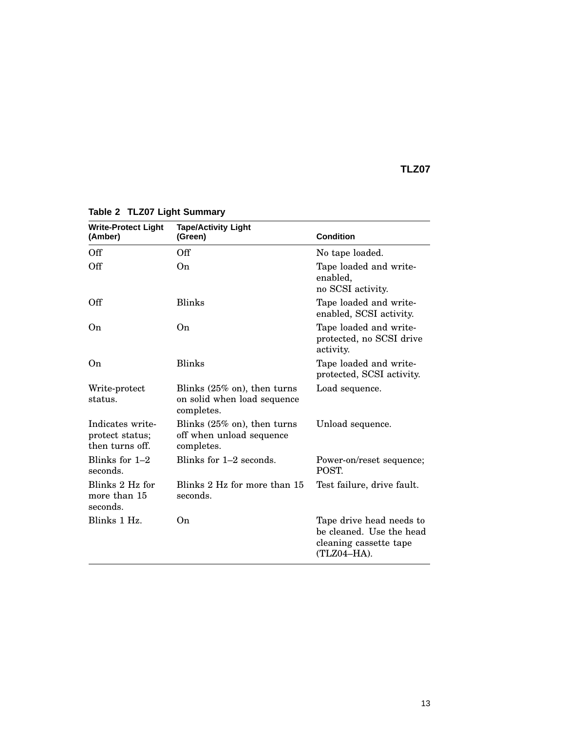**Table 2 TLZ07 Light Summary**

| Write-Protect Light (Amber) | Tape/Activity Light (Green) | Condition |
|---|---|---|
| Off | Off | No tape loaded. |
| Off | On | Tape loaded and write-enabled, no SCSI activity. |
| Off | Blinks | Tape loaded and write-enabled, SCSI activity. |
| On | On | Tape loaded and write-protected, no SCSI drive activity. |
| On | Blinks | Tape loaded and write-protected, SCSI activity. |
| Write-protect status. | Blinks (25% on), then turns on solid when load sequence completes. | Load sequence. |
| Indicates write-protect status; then turns off. | Blinks (25% on), then turns off when unload sequence completes. | Unload sequence. |
| Blinks for 1–2 seconds. | Blinks for 1–2 seconds. | Power-on/reset sequence; POST. |
| Blinks 2 Hz for more than 15 seconds. | Blinks 2 Hz for more than 15 seconds. | Test failure, drive fault. |
| Blinks 1 Hz. | On | Tape drive head needs to be cleaned. Use the head cleaning cassette tape (TLZ04–HA). |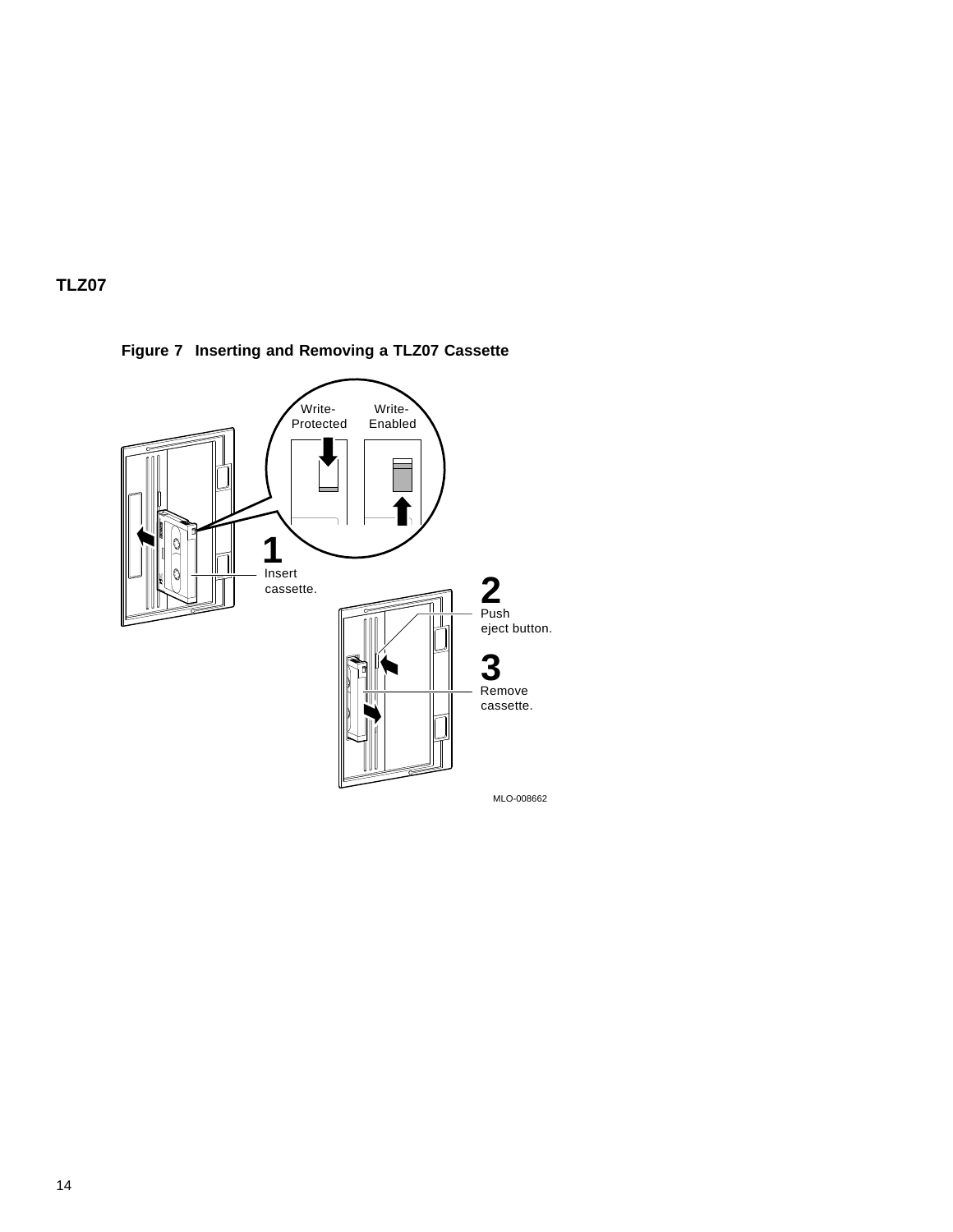## TLZ07

**Figure 7 Inserting and Removing a TLZ07 Cassette**

Write-Protected

Write-Enabled

1 Insert cassette.

2 Push eject button.

3 Remove cassette.

MLO-008662